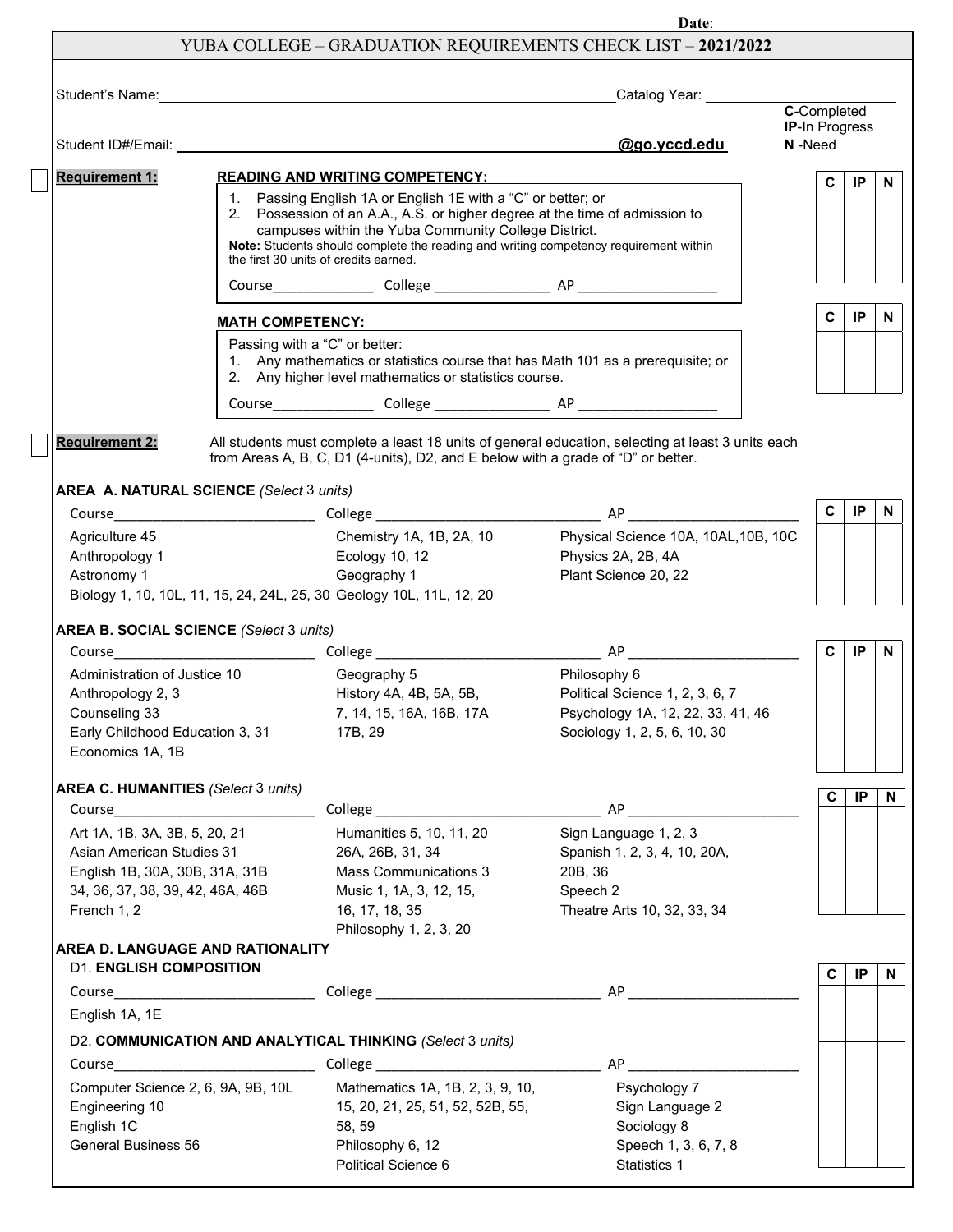Date: ______________________

# YUBA COLLEGE – GRADUATION REQUIREMENTS CHECK LIST – 2021/2022

Student's Name: ____________________________________________ Catalog Year: ______________

Student ID#/Email: ____________________________________________ @go.yccd.edu

**C**-Completed
**IP**-In Progress
**N** -Need

## Requirement 1:

### READING AND WRITING COMPETENCY:

1. Passing English 1A or English 1E with a "C" or better; or
2. Possession of an A.A., A.S. or higher degree at the time of admission to campuses within the Yuba Community College District.

**Note:** Students should complete the reading and writing competency requirement within the first 30 units of credits earned.

Course____________ College ______________ AP ________________

| C | IP | N |
|---|---|---|
| | | |

### MATH COMPETENCY:

Passing with a "C" or better:

1. Any mathematics or statistics course that has Math 101 as a prerequisite; or
2. Any higher level mathematics or statistics course.

Course____________ College ______________ AP ________________

| C | IP | N |
|---|---|---|
| | | |

## Requirement 2:

All students must complete a least 18 units of general education, selecting at least 3 units each from Areas A, B, C, D1 (4-units), D2, and E below with a grade of "D" or better.

### AREA A. NATURAL SCIENCE *(Select 3 units)*

Course________________________ College __________________________ AP ____________________

- Agriculture 45
- Anthropology 1
- Astronomy 1
- Biology 1, 10, 10L, 11, 15, 24, 24L, 25, 30
- Chemistry 1A, 1B, 2A, 10
- Ecology 10, 12
- Geography 1
- Geology 10L, 11L, 12, 20
- Physical Science 10A, 10AL,10B, 10C
- Physics 2A, 2B, 4A
- Plant Science 20, 22

| C | IP | N |
|---|---|---|
| | | |

### AREA B. SOCIAL SCIENCE *(Select 3 units)*

Course________________________ College __________________________ AP ____________________

- Administration of Justice 10
- Anthropology 2, 3
- Counseling 33
- Early Childhood Education 3, 31
- Economics 1A, 1B
- Geography 5
- History 4A, 4B, 5A, 5B, 7, 14, 15, 16A, 16B, 17A 17B, 29
- Philosophy 6
- Political Science 1, 2, 3, 6, 7
- Psychology 1A, 12, 22, 33, 41, 46
- Sociology 1, 2, 5, 6, 10, 30

| C | IP | N |
|---|---|---|
| | | |

### AREA C. HUMANITIES *(Select 3 units)*

Course________________________ College __________________________ AP ____________________

- Art 1A, 1B, 3A, 3B, 5, 20, 21
- Asian American Studies 31
- English 1B, 30A, 30B, 31A, 31B 34, 36, 37, 38, 39, 42, 46A, 46B
- French 1, 2
- Humanities 5, 10, 11, 20 26A, 26B, 31, 34
- Mass Communications 3
- Music 1, 1A, 3, 12, 15, 16, 17, 18, 35
- Philosophy 1, 2, 3, 20
- Sign Language 1, 2, 3
- Spanish 1, 2, 3, 4, 10, 20A, 20B, 36
- Speech 2
- Theatre Arts 10, 32, 33, 34

| C | IP | N |
|---|---|---|
| | | |

### AREA D. LANGUAGE AND RATIONALITY

#### D1. ENGLISH COMPOSITION

Course________________________ College __________________________ AP ____________________

English 1A, 1E

| C | IP | N |
|---|---|---|
| | | |

#### D2. COMMUNICATION AND ANALYTICAL THINKING *(Select 3 units)*

Course________________________ College __________________________ AP ____________________

- Computer Science 2, 6, 9A, 9B, 10L
- Engineering 10
- English 1C
- General Business 56
- Mathematics 1A, 1B, 2, 3, 9, 10, 15, 20, 21, 25, 51, 52, 52B, 55, 58, 59
- Philosophy 6, 12
- Political Science 6
- Psychology 7
- Sign Language 2
- Sociology 8
- Speech 1, 3, 6, 7, 8
- Statistics 1

| C | IP | N |
|---|---|---|
| | | |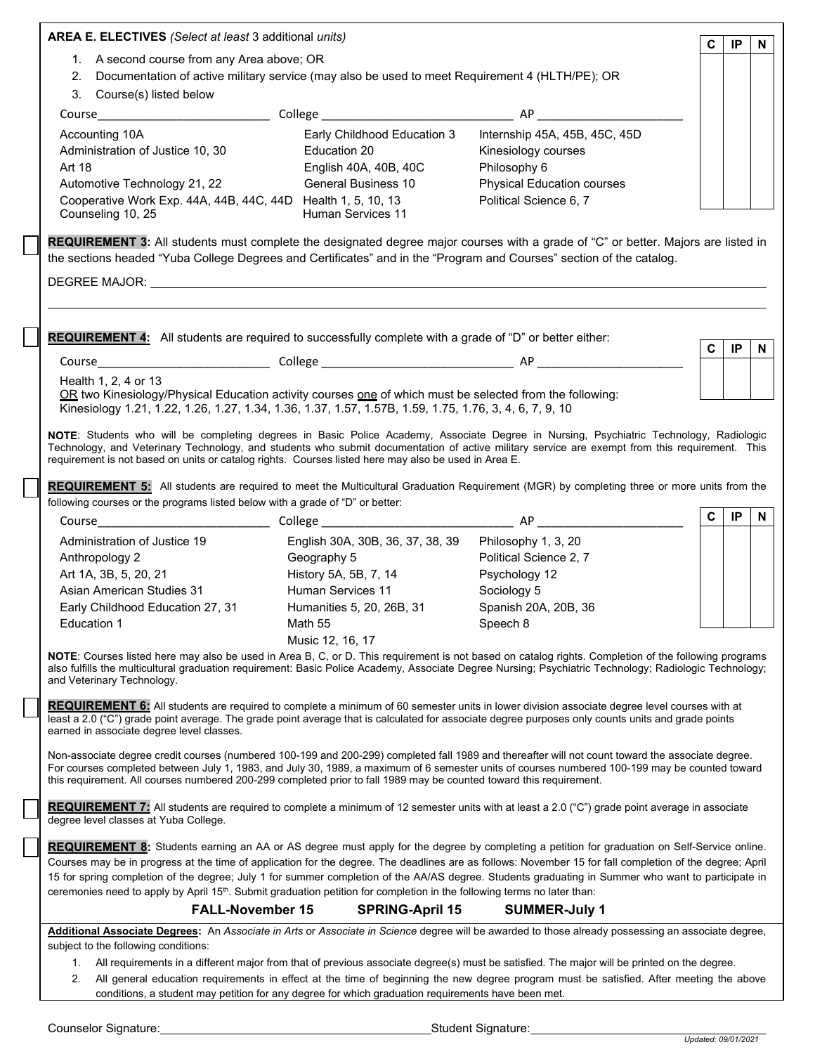**AREA E. ELECTIVES** *(Select at least* 3 additional *units)*

1. A second course from any Area above; OR
2. Documentation of active military service (may also be used to meet Requirement 4 (HLTH/PE); OR
3. Course(s) listed below

| C | IP | N |
|---|---|---|
| | | |

Course_________________________ College _____________________________ AP ______________________

| | | |
|---|---|---|
| Accounting 10A | Early Childhood Education 3 | Internship 45A, 45B, 45C, 45D |
| Administration of Justice 10, 30 | Education 20 | Kinesiology courses |
| Art 18 | English 40A, 40B, 40C | Philosophy 6 |
| Automotive Technology 21, 22 | General Business 10 | Physical Education courses |
| Cooperative Work Exp. 44A, 44B, 44C, 44D | Health 1, 5, 10, 13 | Political Science 6, 7 |
| Counseling 10, 25 | Human Services 11 | |

☐ **REQUIREMENT 3:** All students must complete the designated degree major courses with a grade of "C" or better. Majors are listed in the sections headed "Yuba College Degrees and Certificates" and in the "Program and Courses" section of the catalog.

DEGREE MAJOR: ______________________________________________________________________________

☐ **REQUIREMENT 4:** All students are required to successfully complete with a grade of "D" or better either:

| C | IP | N |
|---|---|---|
| | | |

Course_________________________ College _____________________________ AP ______________________

Health 1, 2, 4 or 13
OR two Kinesiology/Physical Education activity courses one of which must be selected from the following:
Kinesiology 1.21, 1.22, 1.26, 1.27, 1.34, 1.36, 1.37, 1.57, 1.57B, 1.59, 1.75, 1.76, 3, 4, 6, 7, 9, 10

**NOTE**: Students who will be completing degrees in Basic Police Academy, Associate Degree in Nursing, Psychiatric Technology, Radiologic Technology, and Veterinary Technology, and students who submit documentation of active military service are exempt from this requirement. This requirement is not based on units or catalog rights. Courses listed here may also be used in Area E.

☐ **REQUIREMENT 5:** All students are required to meet the Multicultural Graduation Requirement (MGR) by completing three or more units from the following courses or the programs listed below with a grade of "D" or better:

| C | IP | N |
|---|---|---|
| | | |

Course_________________________ College _____________________________ AP ______________________

| | | |
|---|---|---|
| Administration of Justice 19 | English 30A, 30B, 36, 37, 38, 39 | Philosophy 1, 3, 20 |
| Anthropology 2 | Geography 5 | Political Science 2, 7 |
| Art 1A, 3B, 5, 20, 21 | History 5A, 5B, 7, 14 | Psychology 12 |
| Asian American Studies 31 | Human Services 11 | Sociology 5 |
| Early Childhood Education 27, 31 | Humanities 5, 20, 26B, 31 | Spanish 20A, 20B, 36 |
| Education 1 | Math 55 | Speech 8 |
| | Music 12, 16, 17 | |

**NOTE**: Courses listed here may also be used in Area B, C, or D. This requirement is not based on catalog rights. Completion of the following programs also fulfills the multicultural graduation requirement: Basic Police Academy, Associate Degree Nursing; Psychiatric Technology; Radiologic Technology; and Veterinary Technology.

☐ **REQUIREMENT 6:** All students are required to complete a minimum of 60 semester units in lower division associate degree level courses with at least a 2.0 ("C") grade point average. The grade point average that is calculated for associate degree purposes only counts units and grade points earned in associate degree level classes.

Non-associate degree credit courses (numbered 100-199 and 200-299) completed fall 1989 and thereafter will not count toward the associate degree. For courses completed between July 1, 1983, and July 30, 1989, a maximum of 6 semester units of courses numbered 100-199 may be counted toward this requirement. All courses numbered 200-299 completed prior to fall 1989 may be counted toward this requirement.

☐ **REQUIREMENT 7:** All students are required to complete a minimum of 12 semester units with at least a 2.0 ("C") grade point average in associate degree level classes at Yuba College.

☐ **REQUIREMENT 8:** Students earning an AA or AS degree must apply for the degree by completing a petition for graduation on Self-Service online. Courses may be in progress at the time of application for the degree. The deadlines are as follows: November 15 for fall completion of the degree; April 15 for spring completion of the degree; July 1 for summer completion of the AA/AS degree. Students graduating in Summer who want to participate in ceremonies need to apply by April 15th. Submit graduation petition for completion in the following terms no later than:

**FALL-November 15 SPRING-April 15 SUMMER-July 1**

**Additional Associate Degrees:** An *Associate in Arts* or *Associate in Science* degree will be awarded to those already possessing an associate degree, subject to the following conditions:

1. All requirements in a different major from that of previous associate degree(s) must be satisfied. The major will be printed on the degree.
2. All general education requirements in effect at the time of beginning the new degree program must be satisfied. After meeting the above conditions, a student may petition for any degree for which graduation requirements have been met.

Counselor Signature:_________________________________________ Student Signature:_________________________________

*Updated: 09/01/2021*